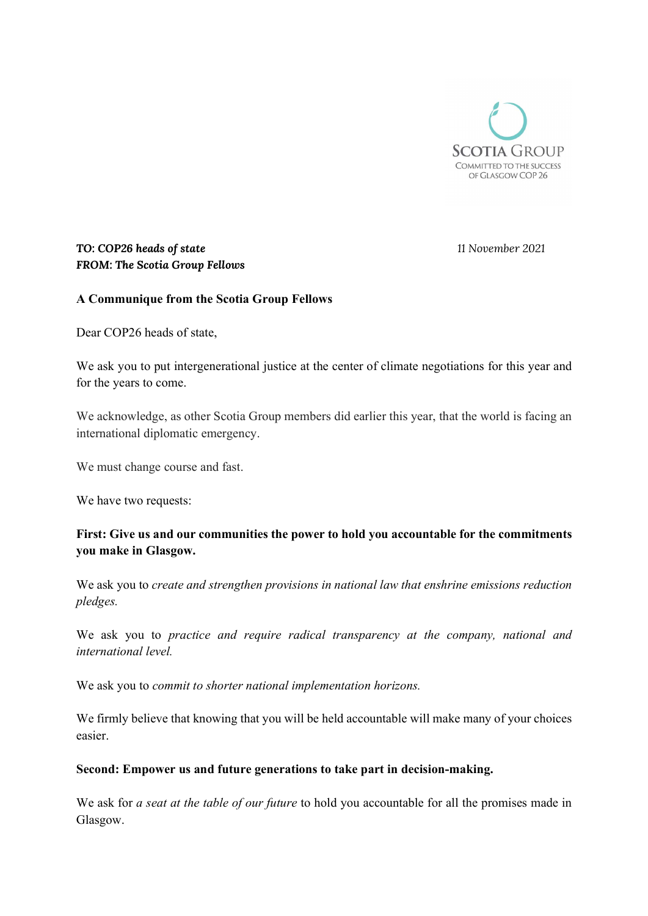SCOTIA GROUP
COMMITTED TO THE SUCCESS OF GLASGOW COP 26

***TO: COP26 heads of state***
***FROM: The Scotia Group Fellows***

*11 November 2021*

**A Communique from the Scotia Group Fellows**

Dear COP26 heads of state,

We ask you to put intergenerational justice at the center of climate negotiations for this year and for the years to come.

We acknowledge, as other Scotia Group members did earlier this year, that the world is facing an international diplomatic emergency.

We must change course and fast.

We have two requests:

**First: Give us and our communities the power to hold you accountable for the commitments you make in Glasgow.**

We ask you to *create and strengthen provisions in national law that enshrine emissions reduction pledges.*

We ask you to *practice and require radical transparency at the company, national and international level.*

We ask you to *commit to shorter national implementation horizons.*

We firmly believe that knowing that you will be held accountable will make many of your choices easier.

**Second: Empower us and future generations to take part in decision-making.**

We ask for *a seat at the table of our future* to hold you accountable for all the promises made in Glasgow.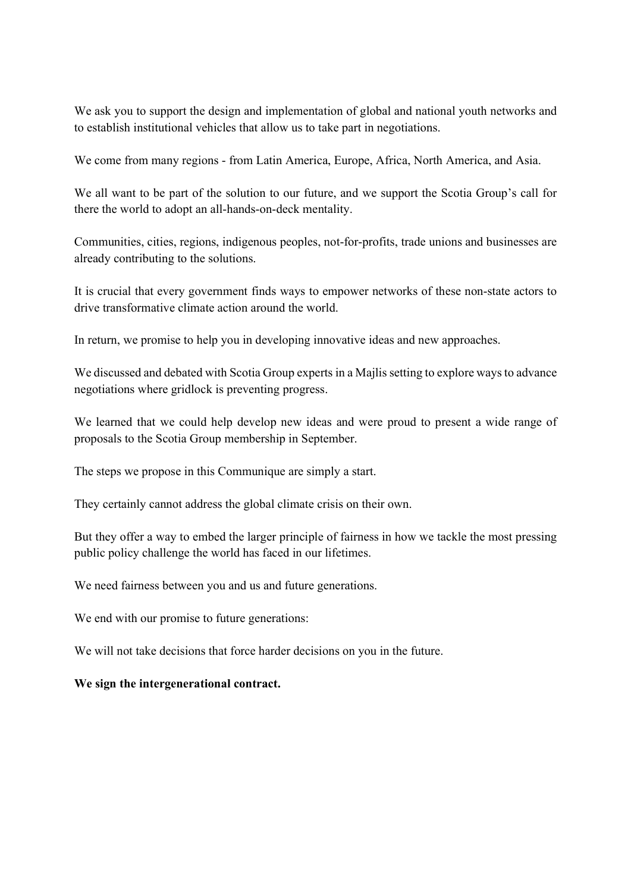We ask you to support the design and implementation of global and national youth networks and to establish institutional vehicles that allow us to take part in negotiations.

We come from many regions - from Latin America, Europe, Africa, North America, and Asia.

We all want to be part of the solution to our future, and we support the Scotia Group's call for there the world to adopt an all-hands-on-deck mentality.

Communities, cities, regions, indigenous peoples, not-for-profits, trade unions and businesses are already contributing to the solutions.

It is crucial that every government finds ways to empower networks of these non-state actors to drive transformative climate action around the world.

In return, we promise to help you in developing innovative ideas and new approaches.

We discussed and debated with Scotia Group experts in a Majlis setting to explore ways to advance negotiations where gridlock is preventing progress.

We learned that we could help develop new ideas and were proud to present a wide range of proposals to the Scotia Group membership in September.

The steps we propose in this Communique are simply a start.

They certainly cannot address the global climate crisis on their own.

But they offer a way to embed the larger principle of fairness in how we tackle the most pressing public policy challenge the world has faced in our lifetimes.

We need fairness between you and us and future generations.

We end with our promise to future generations:

We will not take decisions that force harder decisions on you in the future.

**We sign the intergenerational contract.**